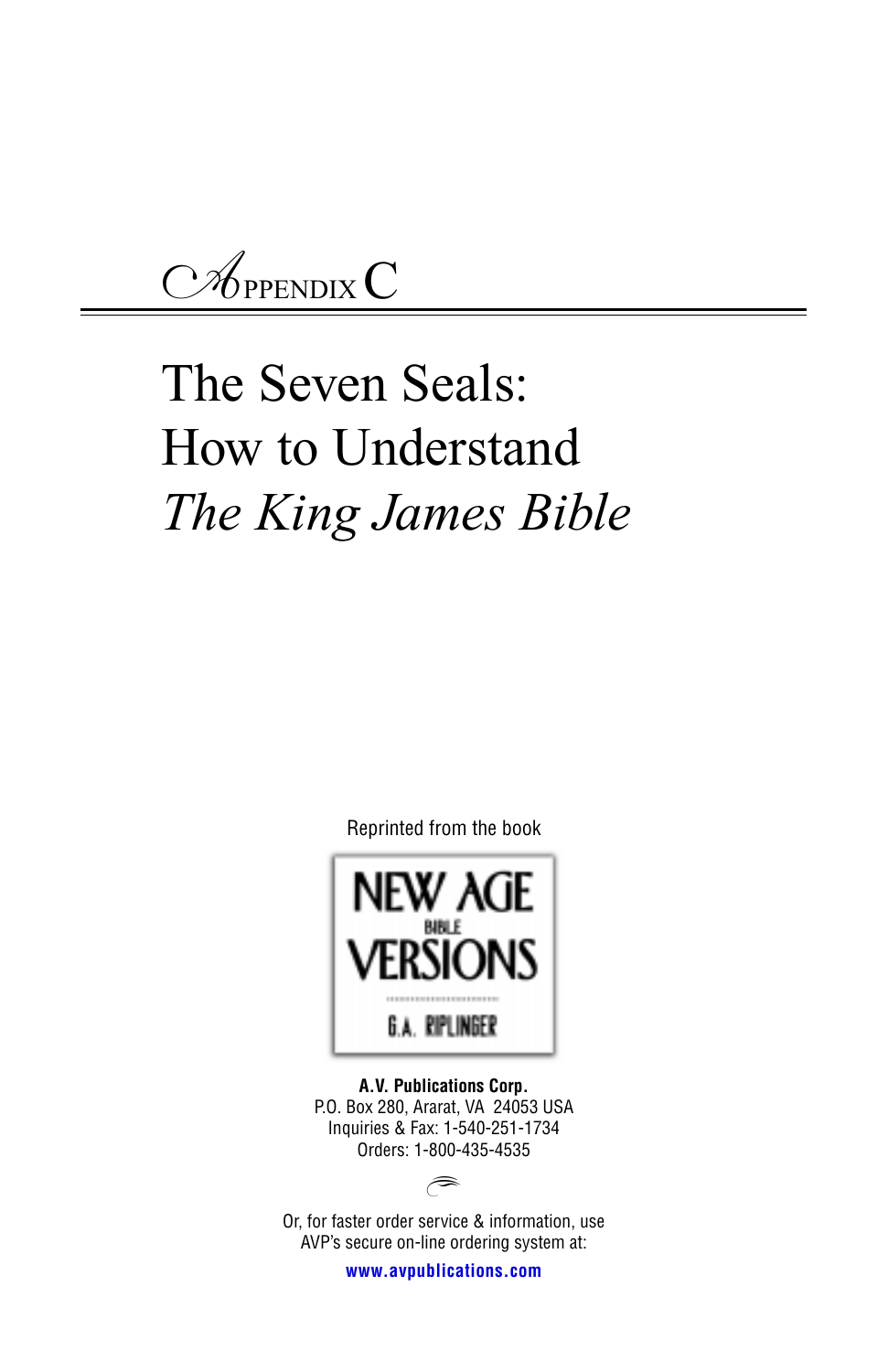Appendix C

# The Seven Seals: How to Understand *The King James Bible*

Reprinted from the book

NEW AGE BIBLE VERSIONS

G.A. RIPLINGER

**A.V. Publications Corp.**
P.O. Box 280, Ararat, VA 24053 USA
Inquiries & Fax: 1-540-251-1734
Orders: 1-800-435-4535

Or, for faster order service & information, use AVP's secure on-line ordering system at:

**www.avpublications.com**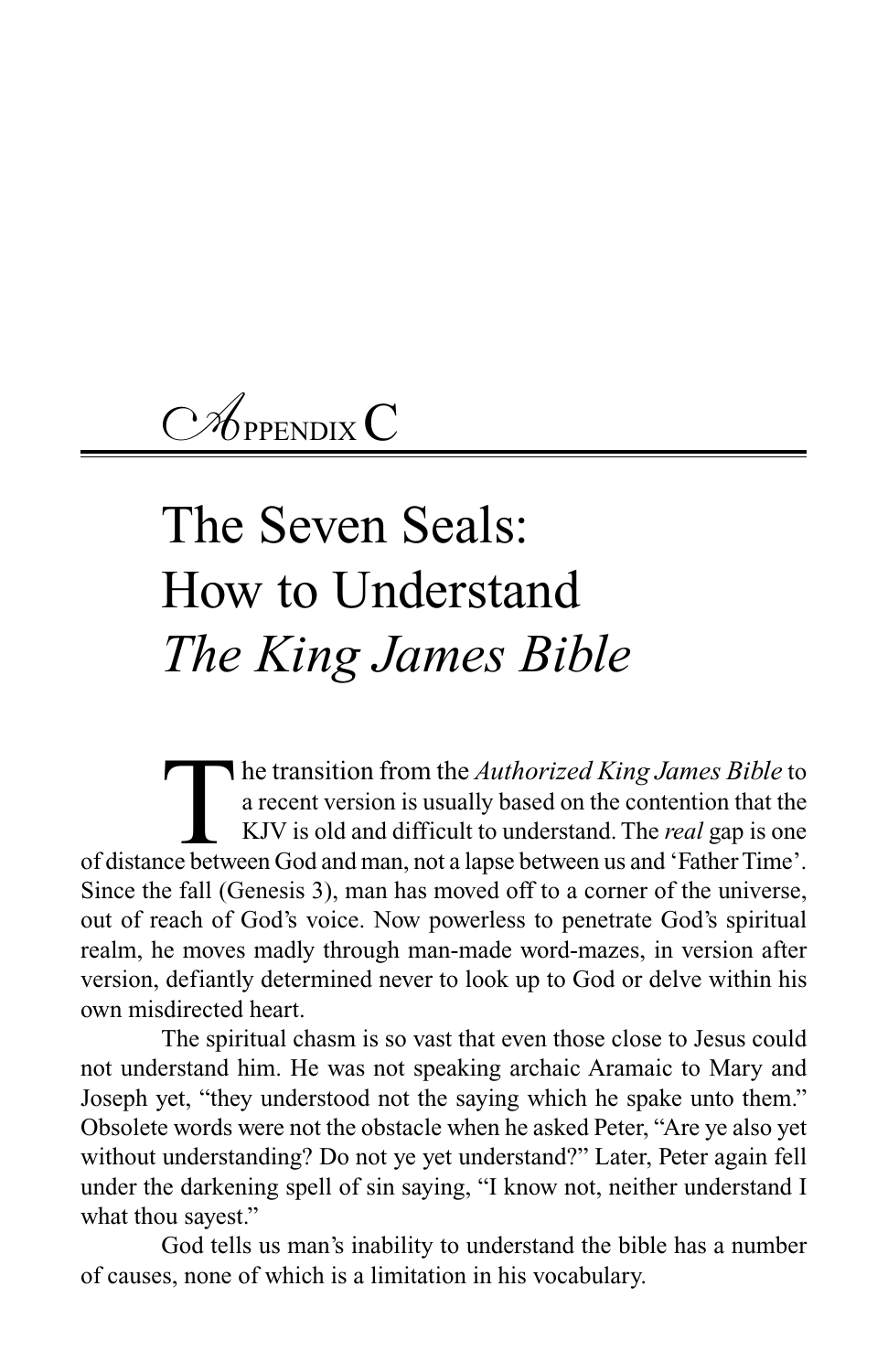# Appendix C

# The Seven Seals: How to Understand *The King James Bible*

The transition from the *Authorized King James Bible* to a recent version is usually based on the contention that the KJV is old and difficult to understand. The *real* gap is one of distance between God and man, not a lapse between us and 'Father Time'. Since the fall (Genesis 3), man has moved off to a corner of the universe, out of reach of God's voice. Now powerless to penetrate God's spiritual realm, he moves madly through man-made word-mazes, in version after version, defiantly determined never to look up to God or delve within his own misdirected heart.

The spiritual chasm is so vast that even those close to Jesus could not understand him. He was not speaking archaic Aramaic to Mary and Joseph yet, "they understood not the saying which he spake unto them." Obsolete words were not the obstacle when he asked Peter, "Are ye also yet without understanding? Do not ye yet understand?" Later, Peter again fell under the darkening spell of sin saying, "I know not, neither understand I what thou sayest."

God tells us man's inability to understand the bible has a number of causes, none of which is a limitation in his vocabulary.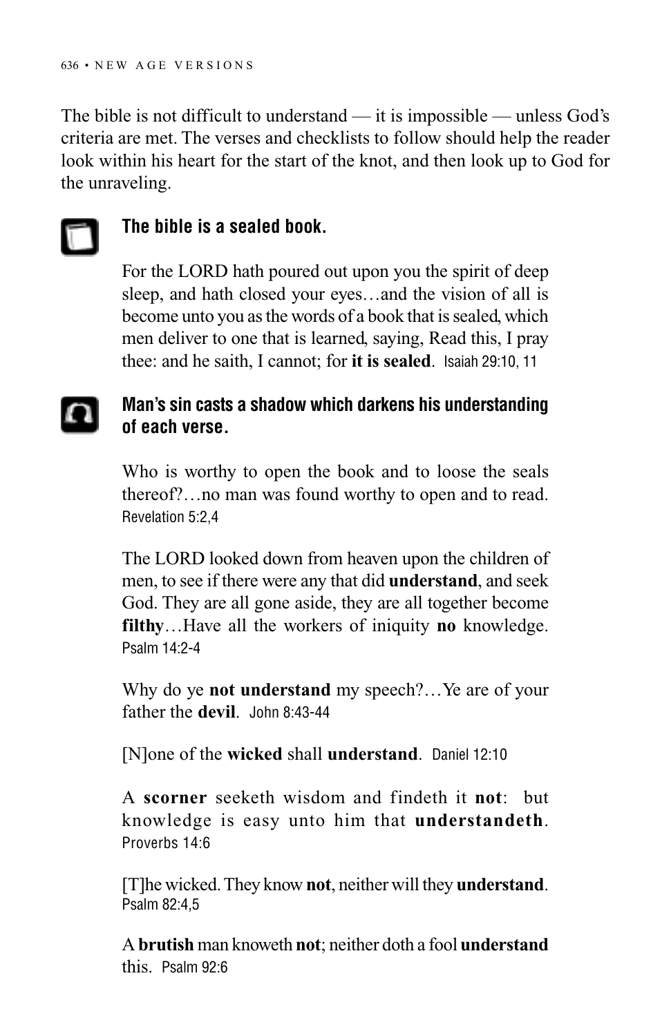The bible is not difficult to understand — it is impossible — unless God's criteria are met. The verses and checklists to follow should help the reader look within his heart for the start of the knot, and then look up to God for the unraveling.

### The bible is a sealed book.

For the LORD hath poured out upon you the spirit of deep sleep, and hath closed your eyes…and the vision of all is become unto you as the words of a book that is sealed, which men deliver to one that is learned, saying, Read this, I pray thee: and he saith, I cannot; for **it is sealed**. Isaiah 29:10, 11

### Man's sin casts a shadow which darkens his understanding of each verse.

Who is worthy to open the book and to loose the seals thereof?…no man was found worthy to open and to read. Revelation 5:2,4

The LORD looked down from heaven upon the children of men, to see if there were any that did **understand**, and seek God. They are all gone aside, they are all together become **filthy**…Have all the workers of iniquity **no** knowledge. Psalm 14:2-4

Why do ye **not understand** my speech?…Ye are of your father the **devil**. John 8:43-44

[N]one of the **wicked** shall **understand**. Daniel 12:10

A **scorner** seeketh wisdom and findeth it **not**: but knowledge is easy unto him that **understandeth**. Proverbs 14:6

[T]he wicked. They know **not**, neither will they **understand**. Psalm 82:4,5

A **brutish** man knoweth **not**; neither doth a fool **understand** this. Psalm 92:6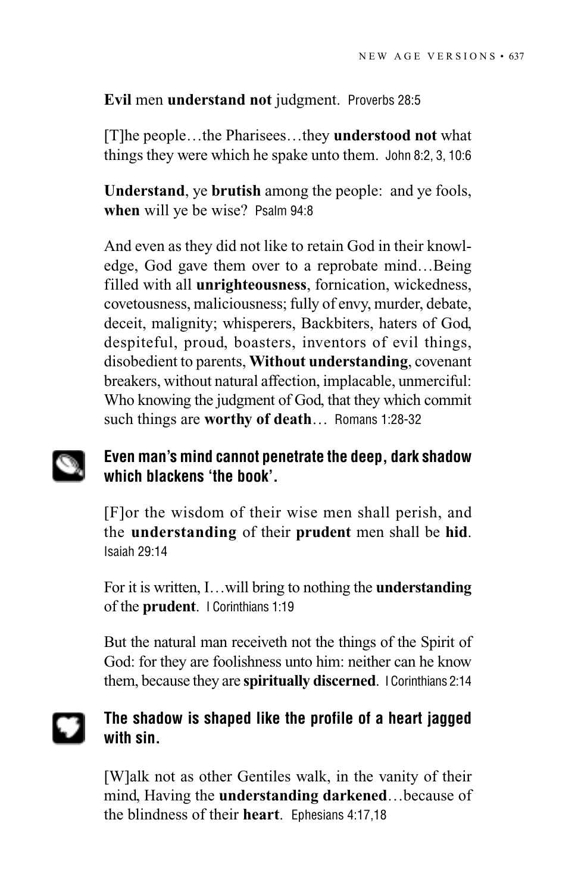**Evil** men **understand not** judgment. Proverbs 28:5

[T]he people…the Pharisees…they **understood not** what things they were which he spake unto them. John 8:2, 3, 10:6

**Understand**, ye **brutish** among the people: and ye fools, **when** will ye be wise? Psalm 94:8

And even as they did not like to retain God in their knowledge, God gave them over to a reprobate mind…Being filled with all **unrighteousness**, fornication, wickedness, covetousness, maliciousness; fully of envy, murder, debate, deceit, malignity; whisperers, Backbiters, haters of God, despiteful, proud, boasters, inventors of evil things, disobedient to parents, **Without understanding**, covenant breakers, without natural affection, implacable, unmerciful: Who knowing the judgment of God, that they which commit such things are **worthy of death**… Romans 1:28-32

**Even man's mind cannot penetrate the deep, dark shadow which blackens 'the book'.**

[F]or the wisdom of their wise men shall perish, and the **understanding** of their **prudent** men shall be **hid**. Isaiah 29:14

For it is written, I…will bring to nothing the **understanding** of the **prudent**. I Corinthians 1:19

But the natural man receiveth not the things of the Spirit of God: for they are foolishness unto him: neither can he know them, because they are **spiritually discerned**. I Corinthians 2:14

**The shadow is shaped like the profile of a heart jagged with sin.**

[W]alk not as other Gentiles walk, in the vanity of their mind, Having the **understanding darkened**…because of the blindness of their **heart**. Ephesians 4:17,18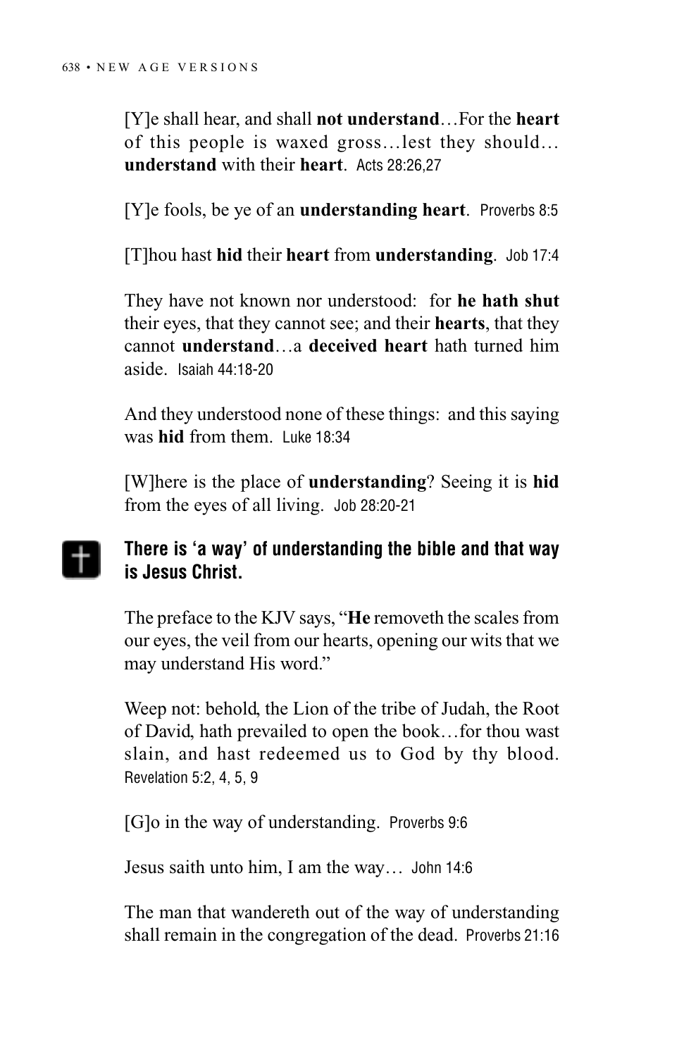[Y]e shall hear, and shall **not understand**…For the **heart** of this people is waxed gross…lest they should… **understand** with their **heart**. Acts 28:26,27

[Y]e fools, be ye of an **understanding heart**. Proverbs 8:5

[T]hou hast **hid** their **heart** from **understanding**. Job 17:4

They have not known nor understood: for **he hath shut** their eyes, that they cannot see; and their **hearts**, that they cannot **understand**…a **deceived heart** hath turned him aside. Isaiah 44:18-20

And they understood none of these things: and this saying was **hid** from them. Luke 18:34

[W]here is the place of **understanding**? Seeing it is **hid** from the eyes of all living. Job 28:20-21

### There is 'a way' of understanding the bible and that way is Jesus Christ.

The preface to the KJV says, "**He** removeth the scales from our eyes, the veil from our hearts, opening our wits that we may understand His word."

Weep not: behold, the Lion of the tribe of Judah, the Root of David, hath prevailed to open the book…for thou wast slain, and hast redeemed us to God by thy blood. Revelation 5:2, 4, 5, 9

[G]o in the way of understanding. Proverbs 9:6

Jesus saith unto him, I am the way… John 14:6

The man that wandereth out of the way of understanding shall remain in the congregation of the dead. Proverbs 21:16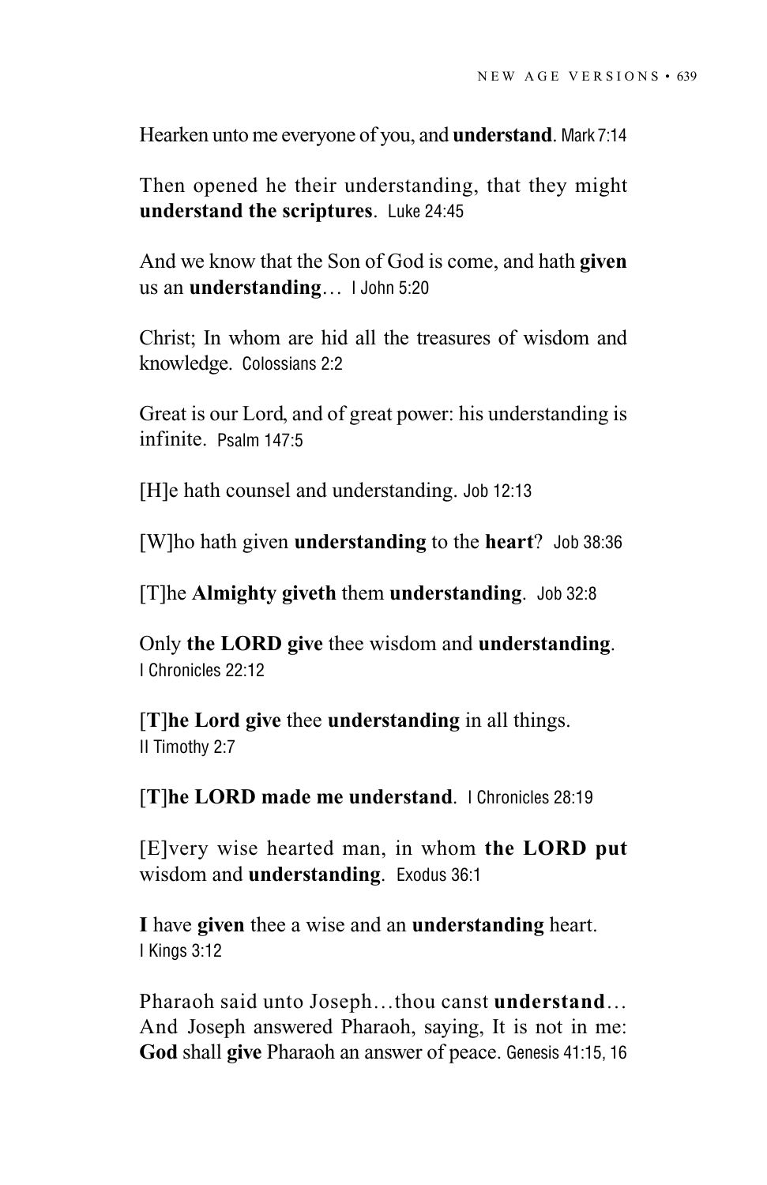Hearken unto me everyone of you, and **understand**. Mark 7:14

Then opened he their understanding, that they might **understand the scriptures**. Luke 24:45

And we know that the Son of God is come, and hath **given** us an **understanding**… I John 5:20

Christ; In whom are hid all the treasures of wisdom and knowledge. Colossians 2:2

Great is our Lord, and of great power: his understanding is infinite. Psalm 147:5

[H]e hath counsel and understanding. Job 12:13

[W]ho hath given **understanding** to the **heart**? Job 38:36

[T]he **Almighty giveth** them **understanding**. Job 32:8

Only **the LORD give** thee wisdom and **understanding**. I Chronicles 22:12

[**T**]**he Lord give** thee **understanding** in all things. II Timothy 2:7

[**T**]**he LORD made me understand**. I Chronicles 28:19

[E]very wise hearted man, in whom **the LORD put** wisdom and **understanding**. Exodus 36:1

**I** have **given** thee a wise and an **understanding** heart. I Kings 3:12

Pharaoh said unto Joseph…thou canst **understand**… And Joseph answered Pharaoh, saying, It is not in me: **God** shall **give** Pharaoh an answer of peace. Genesis 41:15, 16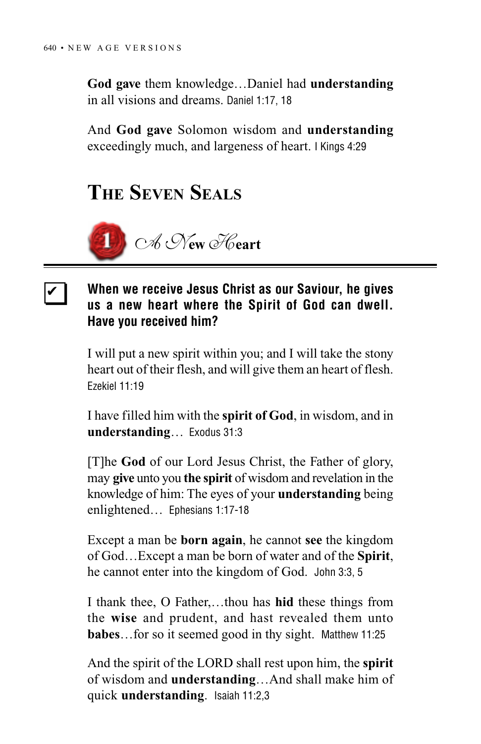**God gave** them knowledge…Daniel had **understanding** in all visions and dreams. Daniel 1:17, 18

And **God gave** Solomon wisdom and **understanding** exceedingly much, and largeness of heart. I Kings 4:29

## The Seven Seals

### 1 A New Heart

☑ **When we receive Jesus Christ as our Saviour, he gives us a new heart where the Spirit of God can dwell. Have you received him?**

I will put a new spirit within you; and I will take the stony heart out of their flesh, and will give them an heart of flesh. Ezekiel 11:19

I have filled him with the **spirit of God**, in wisdom, and in **understanding**… Exodus 31:3

[T]he **God** of our Lord Jesus Christ, the Father of glory, may **give** unto you **the spirit** of wisdom and revelation in the knowledge of him: The eyes of your **understanding** being enlightened… Ephesians 1:17-18

Except a man be **born again**, he cannot **see** the kingdom of God…Except a man be born of water and of the **Spirit**, he cannot enter into the kingdom of God. John 3:3, 5

I thank thee, O Father,…thou has **hid** these things from the **wise** and prudent, and hast revealed them unto **babes**…for so it seemed good in thy sight. Matthew 11:25

And the spirit of the LORD shall rest upon him, the **spirit** of wisdom and **understanding**…And shall make him of quick **understanding**. Isaiah 11:2,3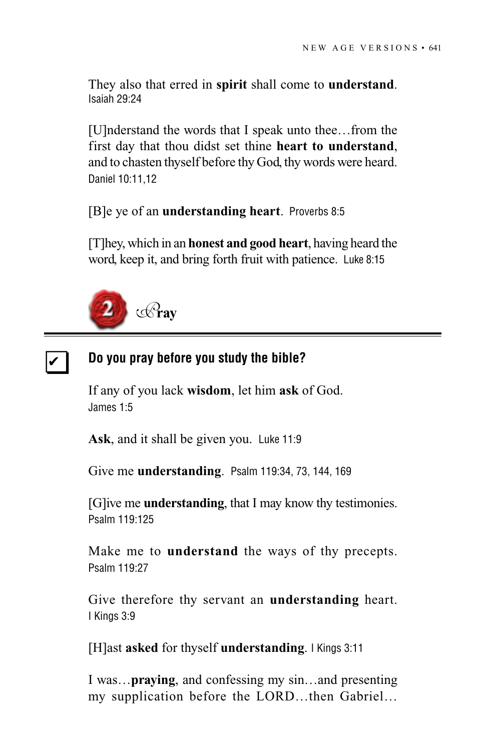They also that erred in **spirit** shall come to **understand**.
Isaiah 29:24

[U]nderstand the words that I speak unto thee…from the first day that thou didst set thine **heart to understand**, and to chasten thyself before thy God, thy words were heard.
Daniel 10:11,12

[B]e ye of an **understanding heart**. Proverbs 8:5

[T]hey, which in an **honest and good heart**, having heard the word, keep it, and bring forth fruit with patience. Luke 8:15

## 2 Pray

### ✔ Do you pray before you study the bible?

If any of you lack **wisdom**, let him **ask** of God.
James 1:5

**Ask**, and it shall be given you. Luke 11:9

Give me **understanding**. Psalm 119:34, 73, 144, 169

[G]ive me **understanding**, that I may know thy testimonies.
Psalm 119:125

Make me to **understand** the ways of thy precepts.
Psalm 119:27

Give therefore thy servant an **understanding** heart.
I Kings 3:9

[H]ast **asked** for thyself **understanding**. I Kings 3:11

I was…**praying**, and confessing my sin…and presenting my supplication before the LORD…then Gabriel…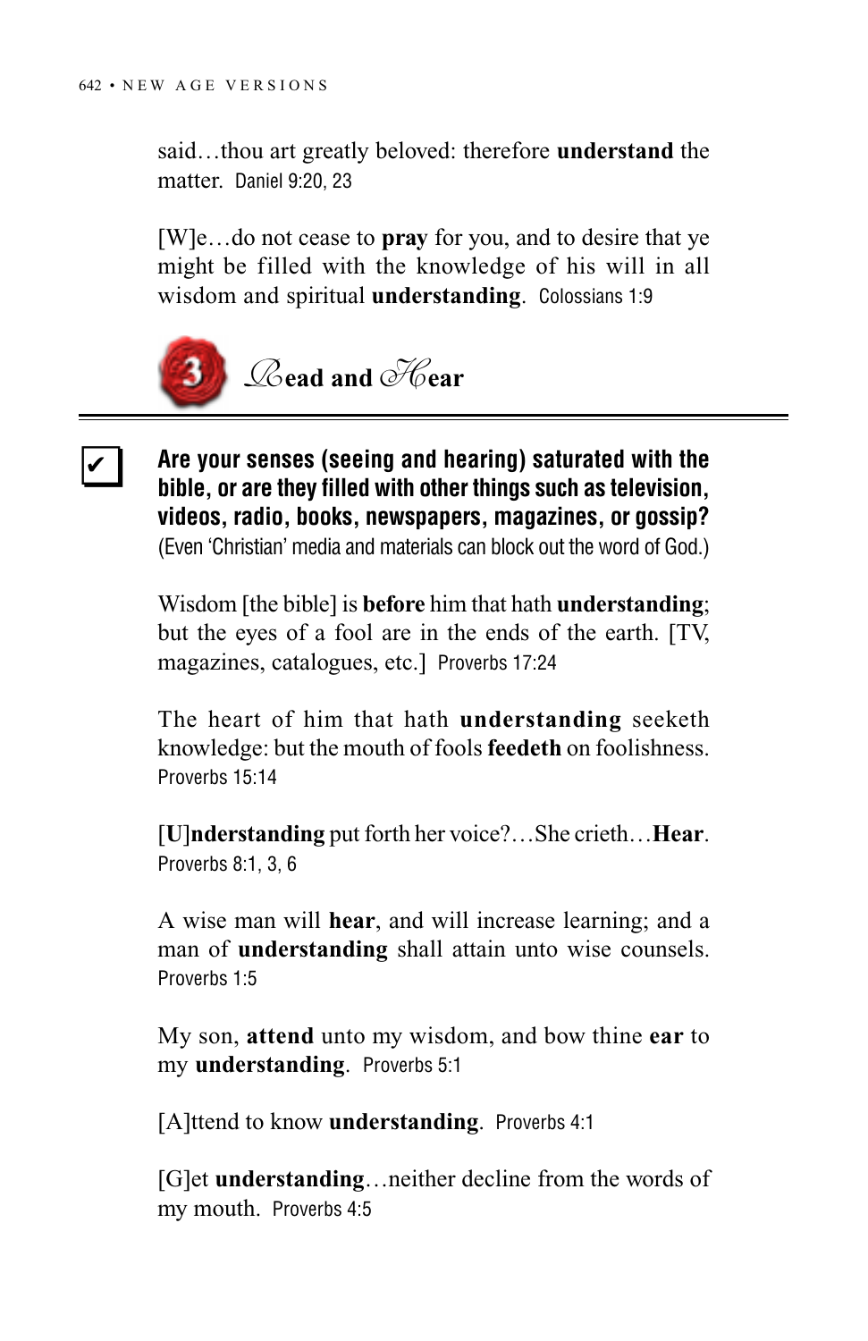said…thou art greatly beloved: therefore **understand** the matter. Daniel 9:20, 23

[W]e…do not cease to **pray** for you, and to desire that ye might be filled with the knowledge of his will in all wisdom and spiritual **understanding**. Colossians 1:9

## 3 Read and Hear

✔ **Are your senses (seeing and hearing) saturated with the bible, or are they filled with other things such as television, videos, radio, books, newspapers, magazines, or gossip?** (Even 'Christian' media and materials can block out the word of God.)

Wisdom [the bible] is **before** him that hath **understanding**; but the eyes of a fool are in the ends of the earth. [TV, magazines, catalogues, etc.] Proverbs 17:24

The heart of him that hath **understanding** seeketh knowledge: but the mouth of fools **feedeth** on foolishness. Proverbs 15:14

[U]**nderstanding** put forth her voice?…She crieth…**Hear**. Proverbs 8:1, 3, 6

A wise man will **hear**, and will increase learning; and a man of **understanding** shall attain unto wise counsels. Proverbs 1:5

My son, **attend** unto my wisdom, and bow thine **ear** to my **understanding**. Proverbs 5:1

[A]ttend to know **understanding**. Proverbs 4:1

[G]et **understanding**…neither decline from the words of my mouth. Proverbs 4:5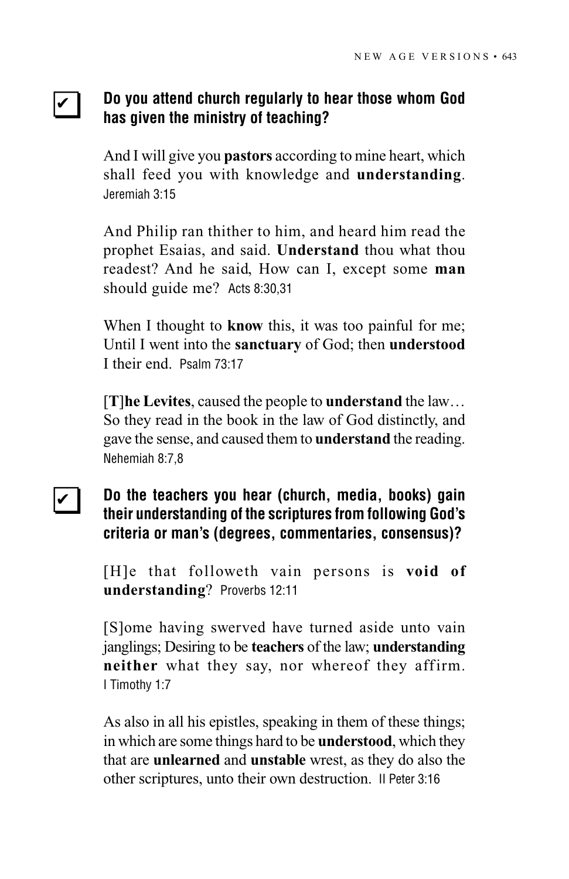✔ **Do you attend church regularly to hear those whom God has given the ministry of teaching?**

And I will give you **pastors** according to mine heart, which shall feed you with knowledge and **understanding**. Jeremiah 3:15

And Philip ran thither to him, and heard him read the prophet Esaias, and said. **Understand** thou what thou readest? And he said, How can I, except some **man** should guide me? Acts 8:30,31

When I thought to **know** this, it was too painful for me; Until I went into the **sanctuary** of God; then **understood** I their end. Psalm 73:17

[**T**]**he Levites**, caused the people to **understand** the law… So they read in the book in the law of God distinctly, and gave the sense, and caused them to **understand** the reading. Nehemiah 8:7,8

✔ **Do the teachers you hear (church, media, books) gain their understanding of the scriptures from following God's criteria or man's (degrees, commentaries, consensus)?**

[H]e that followeth vain persons is **void of understanding**? Proverbs 12:11

[S]ome having swerved have turned aside unto vain janglings; Desiring to be **teachers** of the law; **understanding neither** what they say, nor whereof they affirm. I Timothy 1:7

As also in all his epistles, speaking in them of these things; in which are some things hard to be **understood**, which they that are **unlearned** and **unstable** wrest, as they do also the other scriptures, unto their own destruction. II Peter 3:16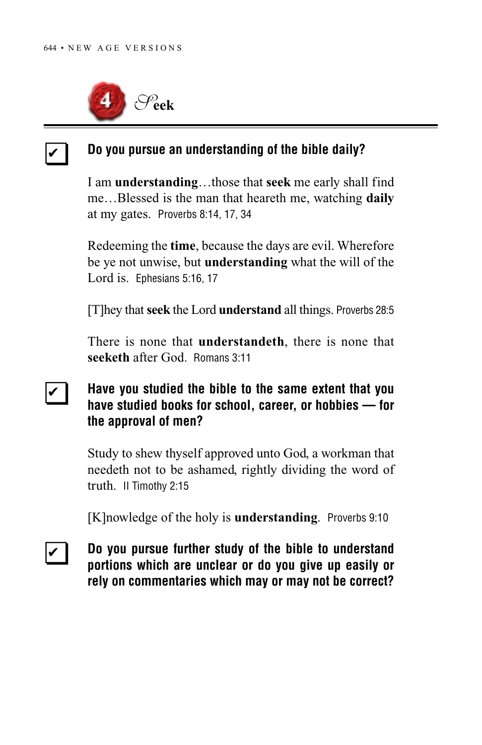## 4 Seek

- [x] **Do you pursue an understanding of the bible daily?**

I am **understanding**…those that **seek** me early shall find me…Blessed is the man that heareth me, watching **daily** at my gates. Proverbs 8:14, 17, 34

Redeeming the **time**, because the days are evil. Wherefore be ye not unwise, but **understanding** what the will of the Lord is. Ephesians 5:16, 17

[T]hey that **seek** the Lord **understand** all things. Proverbs 28:5

There is none that **understandeth**, there is none that **seeketh** after God. Romans 3:11

- [x] **Have you studied the bible to the same extent that you have studied books for school, career, or hobbies — for the approval of men?**

Study to shew thyself approved unto God, a workman that needeth not to be ashamed, rightly dividing the word of truth. II Timothy 2:15

[K]nowledge of the holy is **understanding**. Proverbs 9:10

- [x] **Do you pursue further study of the bible to understand portions which are unclear or do you give up easily or rely on commentaries which may or may not be correct?**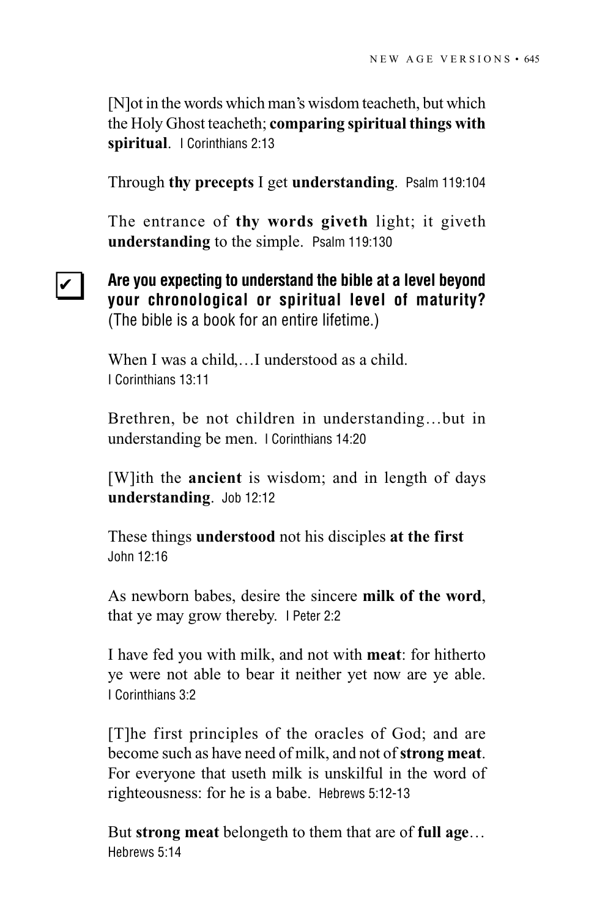[N]ot in the words which man's wisdom teacheth, but which the Holy Ghost teacheth; **comparing spiritual things with spiritual**. I Corinthians 2:13

Through **thy precepts** I get **understanding**. Psalm 119:104

The entrance of **thy words giveth** light; it giveth **understanding** to the simple. Psalm 119:130

✔ **Are you expecting to understand the bible at a level beyond your chronological or spiritual level of maturity?** (The bible is a book for an entire lifetime.)

When I was a child,…I understood as a child. I Corinthians 13:11

Brethren, be not children in understanding…but in understanding be men. I Corinthians 14:20

[W]ith the **ancient** is wisdom; and in length of days **understanding**. Job 12:12

These things **understood** not his disciples **at the first** John 12:16

As newborn babes, desire the sincere **milk of the word**, that ye may grow thereby. I Peter 2:2

I have fed you with milk, and not with **meat**: for hitherto ye were not able to bear it neither yet now are ye able. I Corinthians 3:2

[T]he first principles of the oracles of God; and are become such as have need of milk, and not of **strong meat**. For everyone that useth milk is unskilful in the word of righteousness: for he is a babe. Hebrews 5:12-13

But **strong meat** belongeth to them that are of **full age**… Hebrews 5:14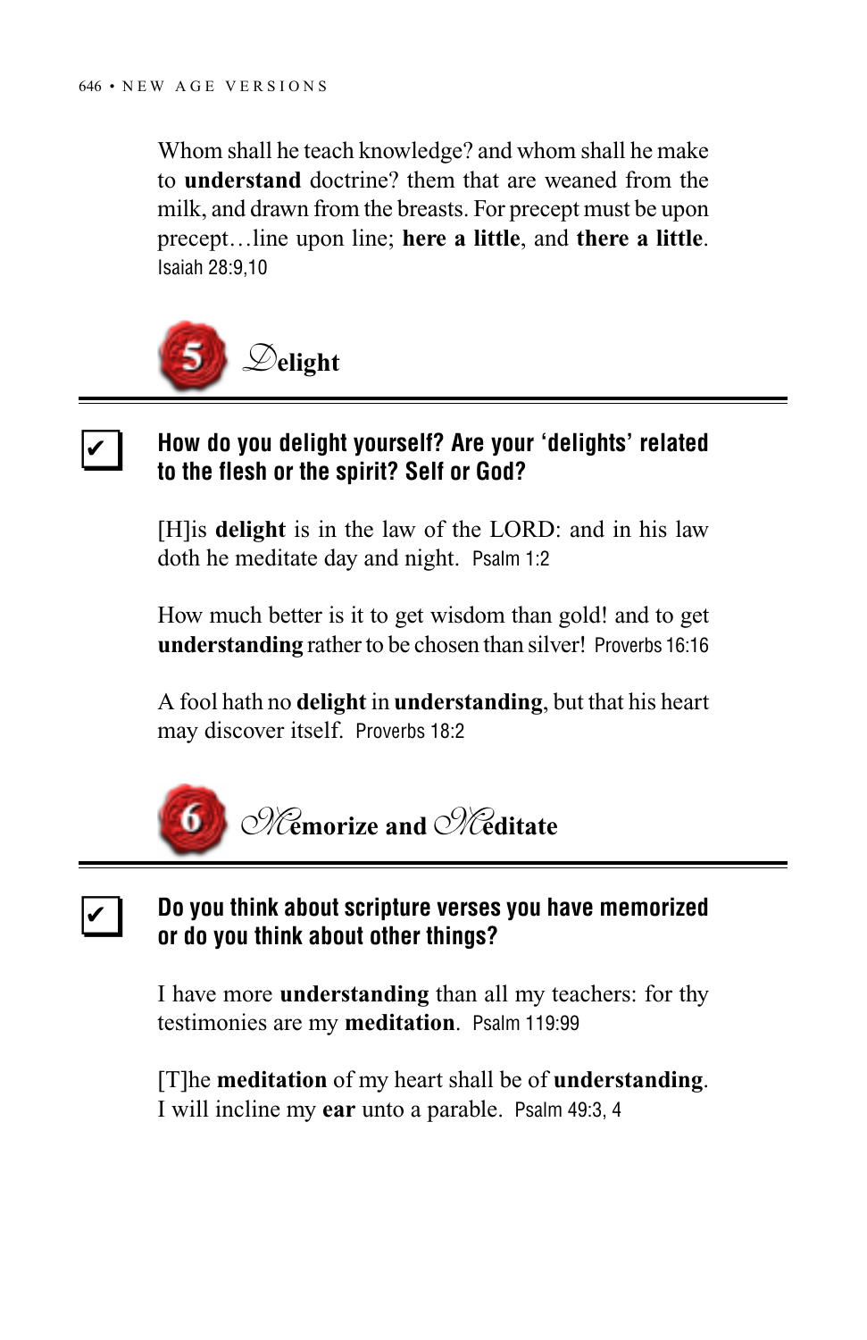Whom shall he teach knowledge? and whom shall he make to **understand** doctrine? them that are weaned from the milk, and drawn from the breasts. For precept must be upon precept…line upon line; **here a little**, and **there a little**. Isaiah 28:9,10

## 5 Delight

☑ **How do you delight yourself? Are your 'delights' related to the flesh or the spirit? Self or God?**

[H]is **delight** is in the law of the LORD: and in his law doth he meditate day and night. Psalm 1:2

How much better is it to get wisdom than gold! and to get **understanding** rather to be chosen than silver! Proverbs 16:16

A fool hath no **delight** in **understanding**, but that his heart may discover itself. Proverbs 18:2

## 6 Memorize and Meditate

☑ **Do you think about scripture verses you have memorized or do you think about other things?**

I have more **understanding** than all my teachers: for thy testimonies are my **meditation**. Psalm 119:99

[T]he **meditation** of my heart shall be of **understanding**. I will incline my **ear** unto a parable. Psalm 49:3, 4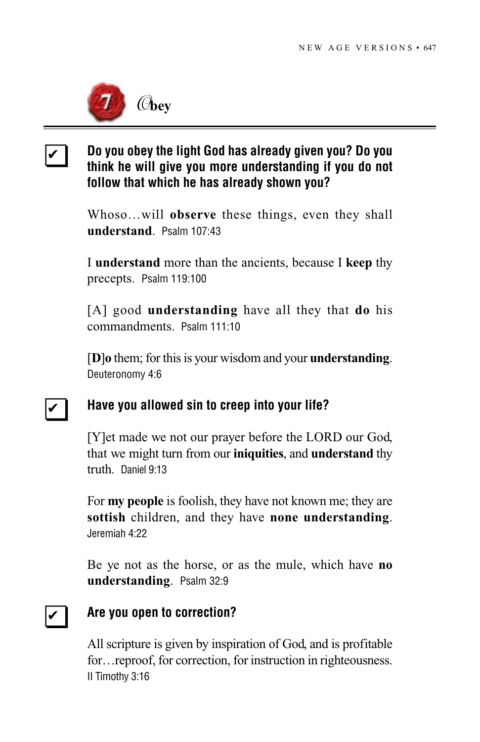## 7 Obey

- [x] **Do you obey the light God has already given you? Do you think he will give you more understanding if you do not follow that which he has already shown you?**

Whoso…will **observe** these things, even they shall **understand**. Psalm 107:43

I **understand** more than the ancients, because I **keep** thy precepts. Psalm 119:100

[A] good **understanding** have all they that **do** his commandments. Psalm 111:10

[**D**]**o** them; for this is your wisdom and your **understanding**. Deuteronomy 4:6

- [x] **Have you allowed sin to creep into your life?**

[Y]et made we not our prayer before the LORD our God, that we might turn from our **iniquities**, and **understand** thy truth. Daniel 9:13

For **my people** is foolish, they have not known me; they are **sottish** children, and they have **none understanding**. Jeremiah 4:22

Be ye not as the horse, or as the mule, which have **no understanding**. Psalm 32:9

- [x] **Are you open to correction?**

All scripture is given by inspiration of God, and is profitable for…reproof, for correction, for instruction in righteousness. II Timothy 3:16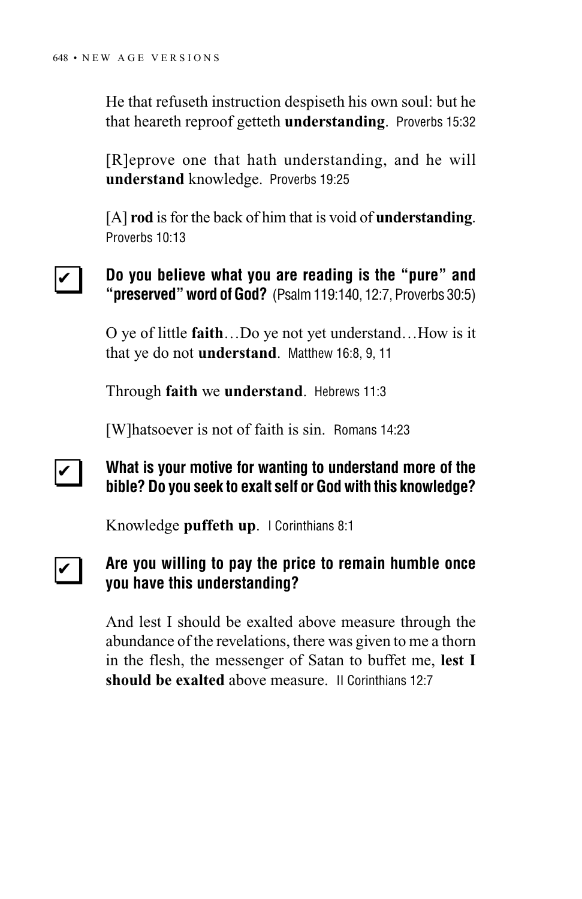He that refuseth instruction despiseth his own soul: but he that heareth reproof getteth **understanding**. Proverbs 15:32

[R]eprove one that hath understanding, and he will **understand** knowledge. Proverbs 19:25

[A] **rod** is for the back of him that is void of **understanding**. Proverbs 10:13

✔ **Do you believe what you are reading is the "pure" and "preserved" word of God?** (Psalm 119:140, 12:7, Proverbs 30:5)

O ye of little **faith**…Do ye not yet understand…How is it that ye do not **understand**. Matthew 16:8, 9, 11

Through **faith** we **understand**. Hebrews 11:3

[W]hatsoever is not of faith is sin. Romans 14:23

✔ **What is your motive for wanting to understand more of the bible? Do you seek to exalt self or God with this knowledge?**

Knowledge **puffeth up**. I Corinthians 8:1

✔ **Are you willing to pay the price to remain humble once you have this understanding?**

And lest I should be exalted above measure through the abundance of the revelations, there was given to me a thorn in the flesh, the messenger of Satan to buffet me, **lest I should be exalted** above measure. II Corinthians 12:7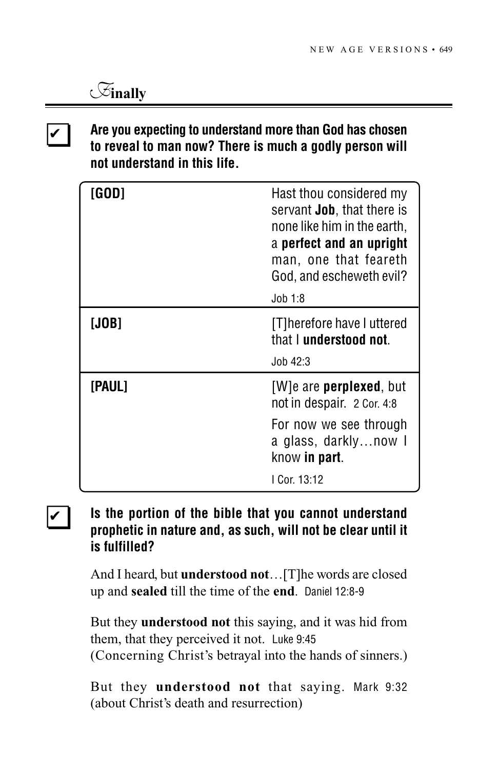## Finally

✔ **Are you expecting to understand more than God has chosen to reveal to man now? There is much a godly person will not understand in this life.**

| | |
|---|---|
| **[GOD]** | Hast thou considered my servant **Job**, that there is none like him in the earth, a **perfect and an upright** man, one that feareth God, and escheweth evil? Job 1:8 |
| **[JOB]** | [T]herefore have I uttered that I **understood not**. Job 42:3 |
| **[PAUL]** | [W]e are **perplexed**, but not in despair. 2 Cor. 4:8 For now we see through a glass, darkly…now I know **in part**. I Cor. 13:12 |

✔ **Is the portion of the bible that you cannot understand prophetic in nature and, as such, will not be clear until it is fulfilled?**

And I heard, but **understood not**…[T]he words are closed up and **sealed** till the time of the **end**. Daniel 12:8-9

But they **understood not** this saying, and it was hid from them, that they perceived it not. Luke 9:45
(Concerning Christ's betrayal into the hands of sinners.)

But they **understood not** that saying. Mark 9:32 (about Christ's death and resurrection)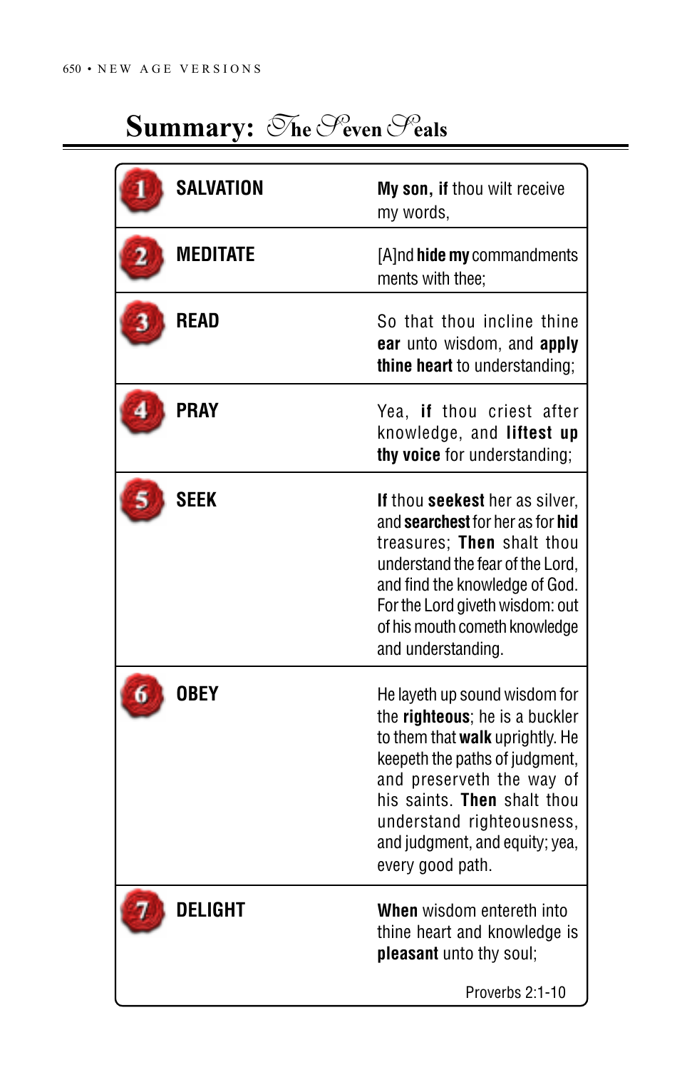## Summary: The Seven Seals

| | | |
|---|---|---|
| 1 | **SALVATION** | **My son, if** thou wilt receive my words, |
| 2 | **MEDITATE** | [A]nd **hide my** commandments ments with thee; |
| 3 | **READ** | So that thou incline thine **ear** unto wisdom, and **apply thine heart** to understanding; |
| 4 | **PRAY** | Yea, **if** thou criest after knowledge, and **liftest up thy voice** for understanding; |
| 5 | **SEEK** | **If** thou **seekest** her as silver, and **searchest** for her as for **hid** treasures; **Then** shalt thou understand the fear of the Lord, and find the knowledge of God. For the Lord giveth wisdom: out of his mouth cometh knowledge and understanding. |
| 6 | **OBEY** | He layeth up sound wisdom for the **righteous**; he is a buckler to them that **walk** uprightly. He keepeth the paths of judgment, and preserveth the way of his saints. **Then** shalt thou understand righteousness, and judgment, and equity; yea, every good path. |
| 7 | **DELIGHT** | **When** wisdom entereth into thine heart and knowledge is **pleasant** unto thy soul; |

Proverbs 2:1-10